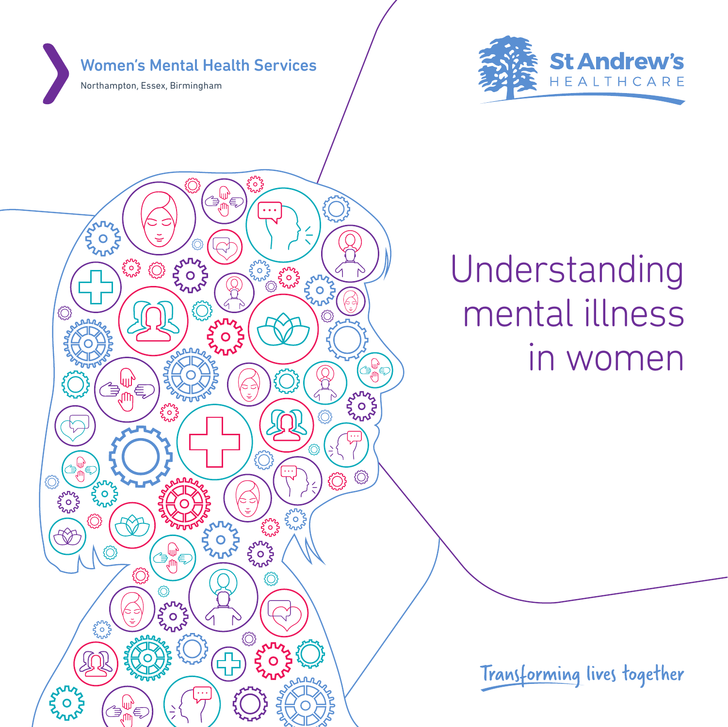Women's Mental Health Services

Northampton, Essex, Birmingham

St Andrew's HEALTHCARE

# Understanding mental illness in women

Transforming lives together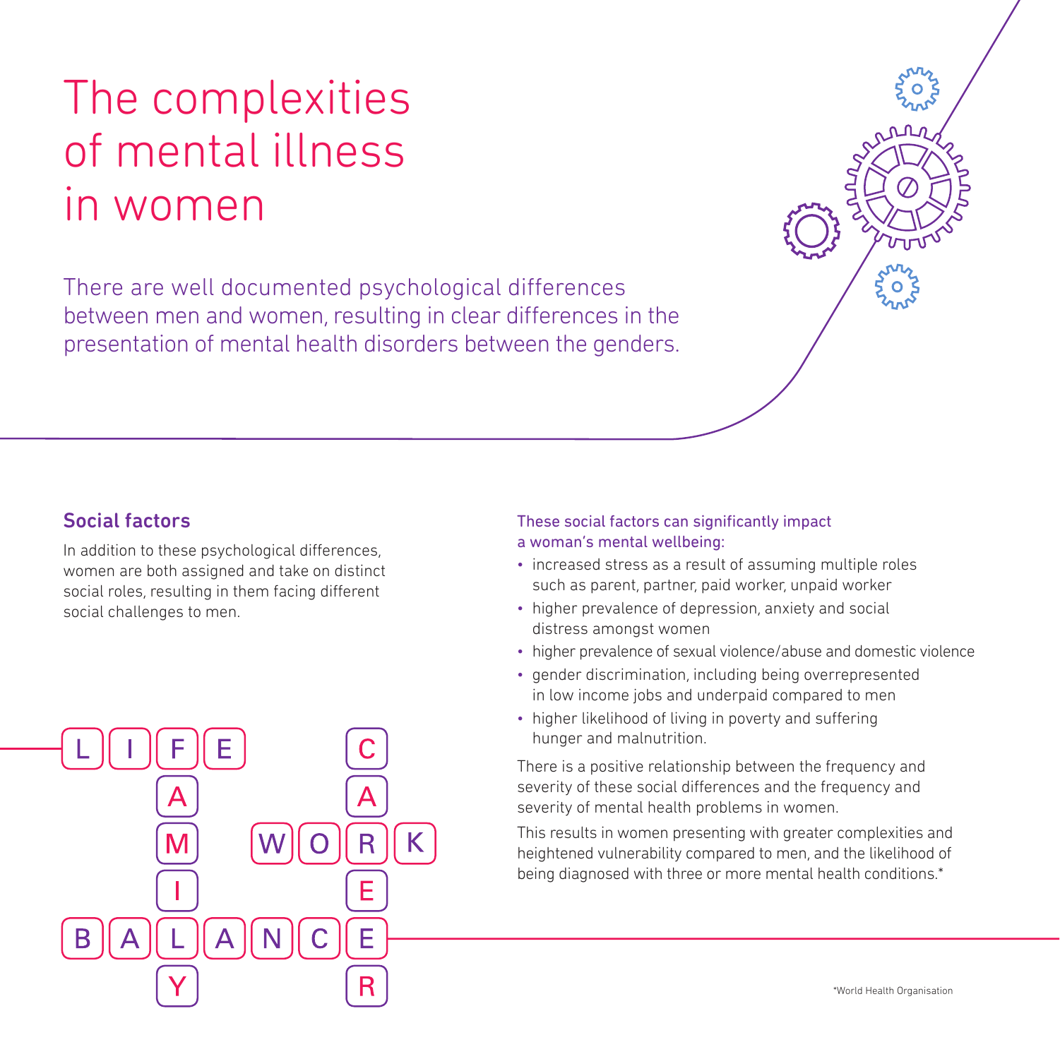# The complexities of mental illness in women

There are well documented psychological differences between men and women, resulting in clear differences in the presentation of mental health disorders between the genders.

## Social factors

In addition to these psychological differences, women are both assigned and take on distinct social roles, resulting in them facing different social challenges to men.

These social factors can significantly impact a woman's mental wellbeing:

- increased stress as a result of assuming multiple roles such as parent, partner, paid worker, unpaid worker
- higher prevalence of depression, anxiety and social distress amongst women
- higher prevalence of sexual violence/abuse and domestic violence
- gender discrimination, including being overrepresented in low income jobs and underpaid compared to men
- higher likelihood of living in poverty and suffering hunger and malnutrition.

There is a positive relationship between the frequency and severity of these social differences and the frequency and severity of mental health problems in women.

This results in women presenting with greater complexities and heightened vulnerability compared to men, and the likelihood of being diagnosed with three or more mental health conditions.*

*World Health Organisation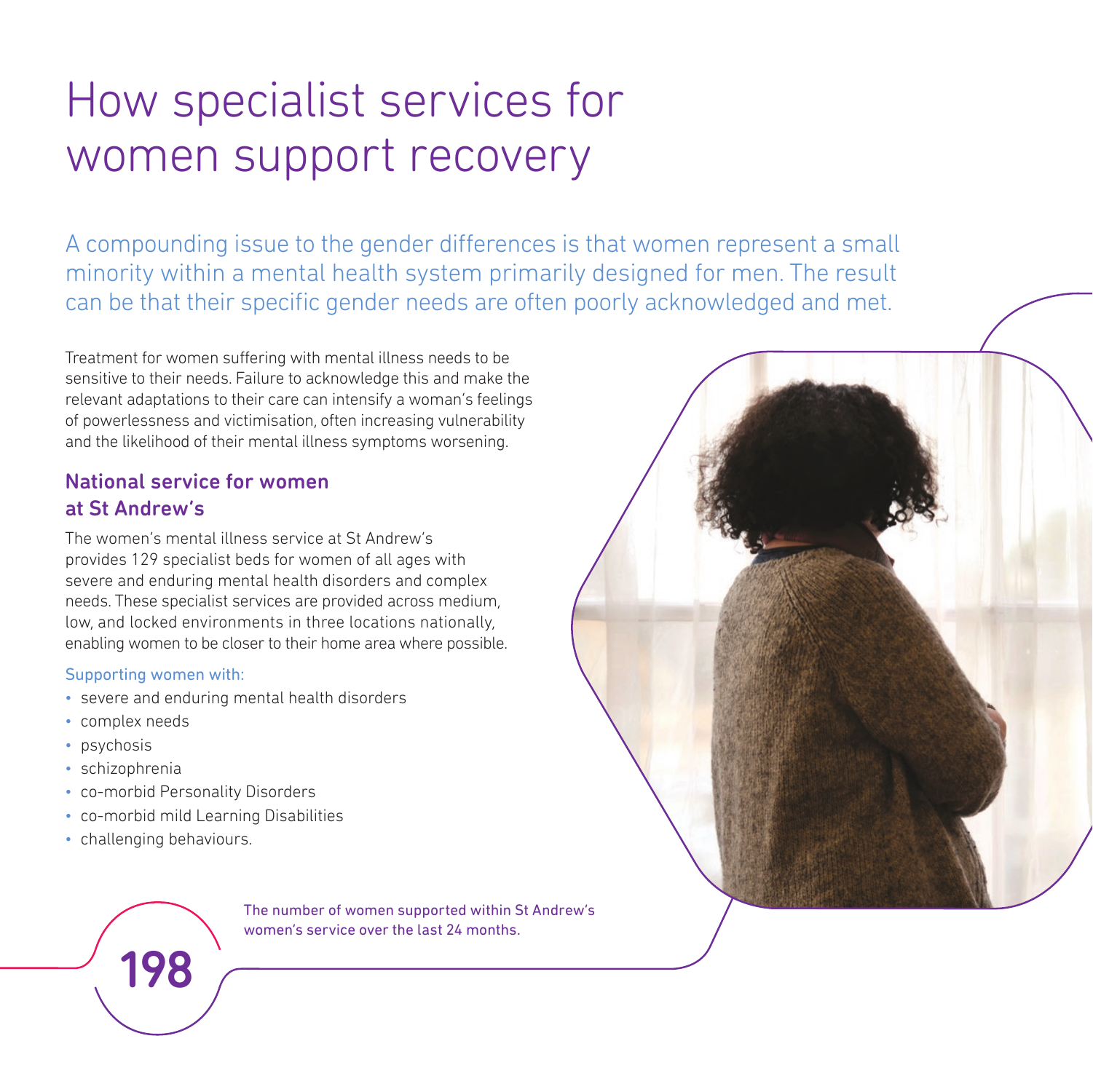# How specialist services for women support recovery

A compounding issue to the gender differences is that women represent a small minority within a mental health system primarily designed for men. The result can be that their specific gender needs are often poorly acknowledged and met.

Treatment for women suffering with mental illness needs to be sensitive to their needs. Failure to acknowledge this and make the relevant adaptations to their care can intensify a woman's feelings of powerlessness and victimisation, often increasing vulnerability and the likelihood of their mental illness symptoms worsening.

## National service for women at St Andrew's

The women's mental illness service at St Andrew's provides 129 specialist beds for women of all ages with severe and enduring mental health disorders and complex needs. These specialist services are provided across medium, low, and locked environments in three locations nationally, enabling women to be closer to their home area where possible.

Supporting women with:

- severe and enduring mental health disorders
- complex needs
- psychosis
- schizophrenia
- co-morbid Personality Disorders
- co-morbid mild Learning Disabilities
- challenging behaviours.

**198**

The number of women supported within St Andrew's women's service over the last 24 months.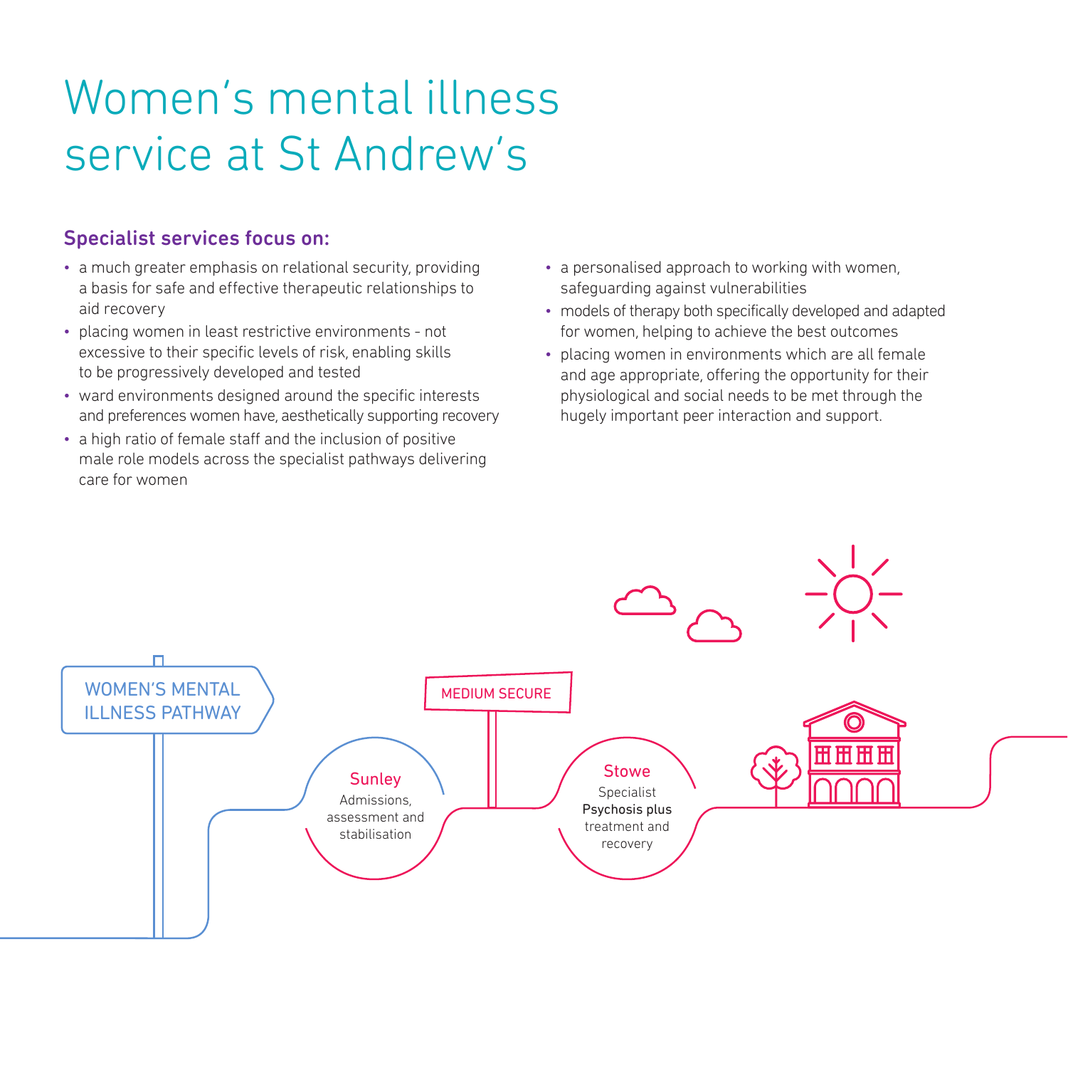# Women's mental illness service at St Andrew's

### Specialist services focus on:

- a much greater emphasis on relational security, providing a basis for safe and effective therapeutic relationships to aid recovery
- placing women in least restrictive environments - not excessive to their specific levels of risk, enabling skills to be progressively developed and tested
- ward environments designed around the specific interests and preferences women have, aesthetically supporting recovery
- a high ratio of female staff and the inclusion of positive male role models across the specialist pathways delivering care for women
- a personalised approach to working with women, safeguarding against vulnerabilities
- models of therapy both specifically developed and adapted for women, helping to achieve the best outcomes
- placing women in environments which are all female and age appropriate, offering the opportunity for their physiological and social needs to be met through the hugely important peer interaction and support.

WOMEN'S MENTAL ILLNESS PATHWAY

MEDIUM SECURE

**Sunley**
Admissions, assessment and stabilisation

**Stowe**
Specialist Psychosis plus treatment and recovery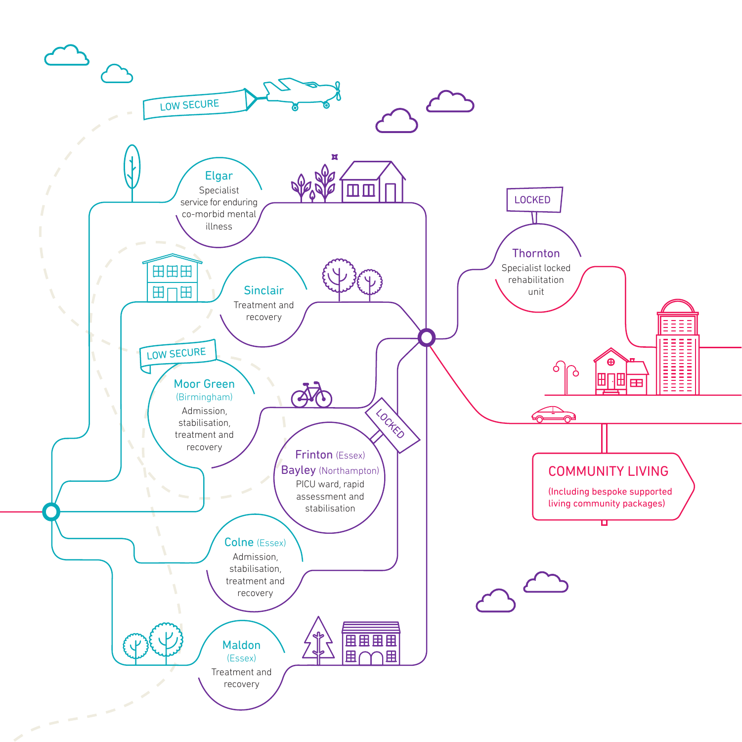LOW SECURE

**Elgar**
Specialist service for enduring co-morbid mental illness

**Sinclair**
Treatment and recovery

LOW SECURE

**Moor Green** (Birmingham)
Admission, stabilisation, treatment and recovery

LOCKED

**Frinton** (Essex)
**Bayley** (Northampton)
PICU ward, rapid assessment and stabilisation

**Colne** (Essex)
Admission, stabilisation, treatment and recovery

**Maldon** (Essex)
Treatment and recovery

LOCKED

**Thornton**
Specialist locked rehabilitation unit

**COMMUNITY LIVING**
(Including bespoke supported living community packages)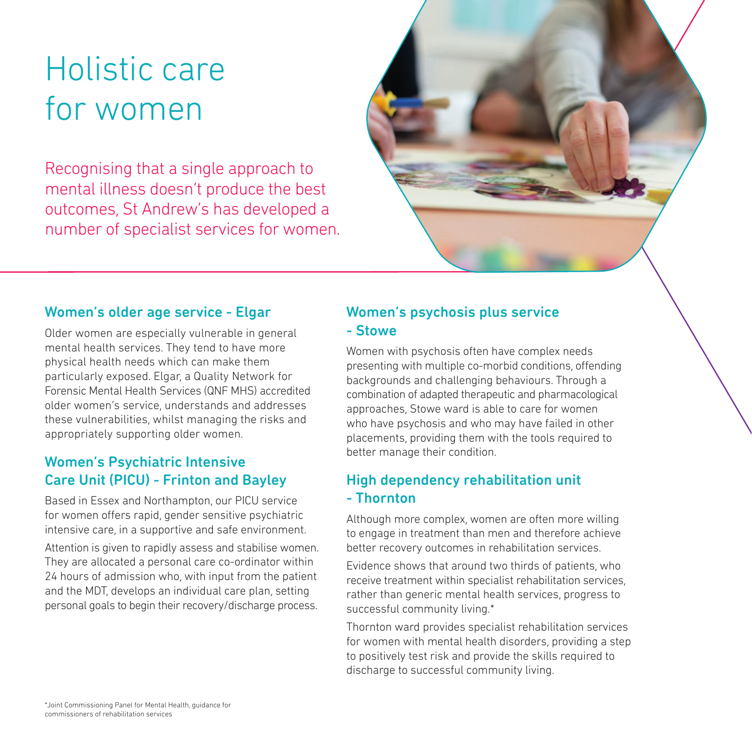# Holistic care for women

Recognising that a single approach to mental illness doesn't produce the best outcomes, St Andrew's has developed a number of specialist services for women.

## Women's older age service - Elgar

Older women are especially vulnerable in general mental health services. They tend to have more physical health needs which can make them particularly exposed. Elgar, a Quality Network for Forensic Mental Health Services (QNF MHS) accredited older women's service, understands and addresses these vulnerabilities, whilst managing the risks and appropriately supporting older women.

## Women's Psychiatric Intensive Care Unit (PICU) - Frinton and Bayley

Based in Essex and Northampton, our PICU service for women offers rapid, gender sensitive psychiatric intensive care, in a supportive and safe environment.

Attention is given to rapidly assess and stabilise women. They are allocated a personal care co-ordinator within 24 hours of admission who, with input from the patient and the MDT, develops an individual care plan, setting personal goals to begin their recovery/discharge process.

## Women's psychosis plus service - Stowe

Women with psychosis often have complex needs presenting with multiple co-morbid conditions, offending backgrounds and challenging behaviours. Through a combination of adapted therapeutic and pharmacological approaches, Stowe ward is able to care for women who have psychosis and who may have failed in other placements, providing them with the tools required to better manage their condition.

## High dependency rehabilitation unit - Thornton

Although more complex, women are often more willing to engage in treatment than men and therefore achieve better recovery outcomes in rehabilitation services.

Evidence shows that around two thirds of patients, who receive treatment within specialist rehabilitation services, rather than generic mental health services, progress to successful community living.*

Thornton ward provides specialist rehabilitation services for women with mental health disorders, providing a step to positively test risk and provide the skills required to discharge to successful community living.

*Joint Commissioning Panel for Mental Health, guidance for commissioners of rehabilitation services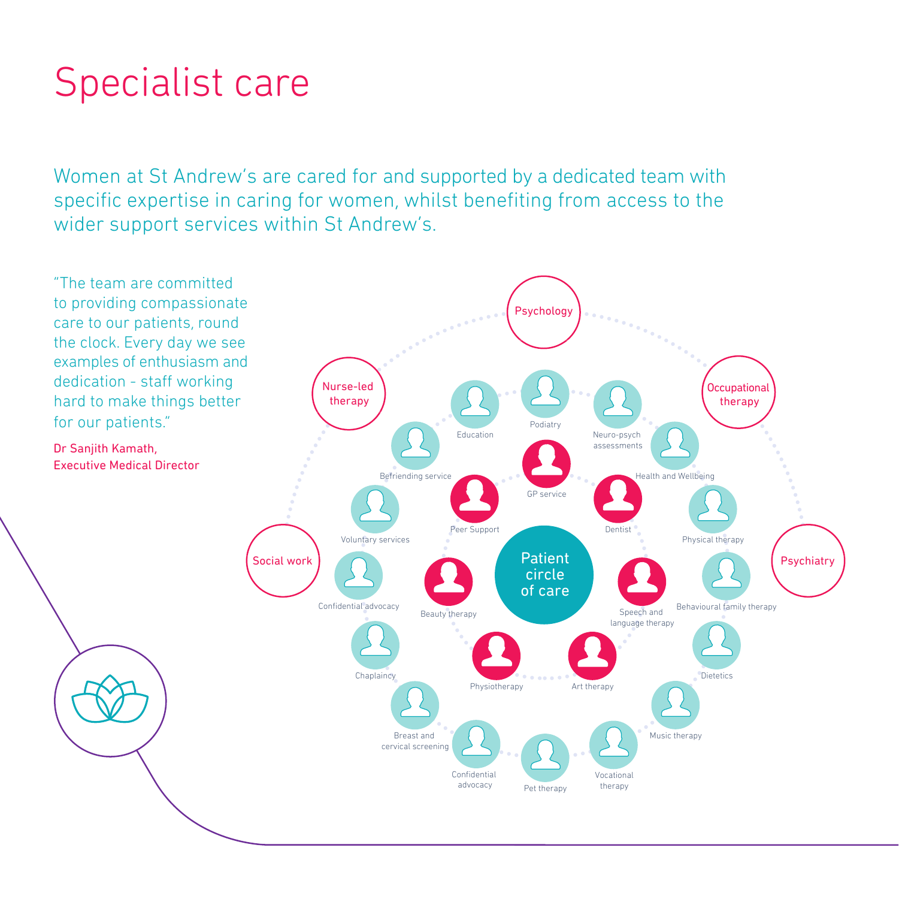# Specialist care

Women at St Andrew's are cared for and supported by a dedicated team with specific expertise in caring for women, whilst benefiting from access to the wider support services within St Andrew's.

"The team are committed to providing compassionate care to our patients, round the clock. Every day we see examples of enthusiasm and dedication - staff working hard to make things better for our patients."

Dr Sanjith Kamath,
Executive Medical Director

Patient circle of care

Psychology
Occupational therapy
Psychiatry
Social work
Nurse-led therapy

GP service
Dentist
Speech and language therapy
Art therapy
Physiotherapy
Beauty therapy
Peer Support

Podiatry
Neuro-psych assessments
Health and Wellbeing
Physical therapy
Behavioural family therapy
Dietetics
Music therapy
Vocational therapy
Pet therapy
Confidential advocacy
Breast and cervical screening
Chaplaincy
Confidential advocacy
Voluntary services
Befriending service
Education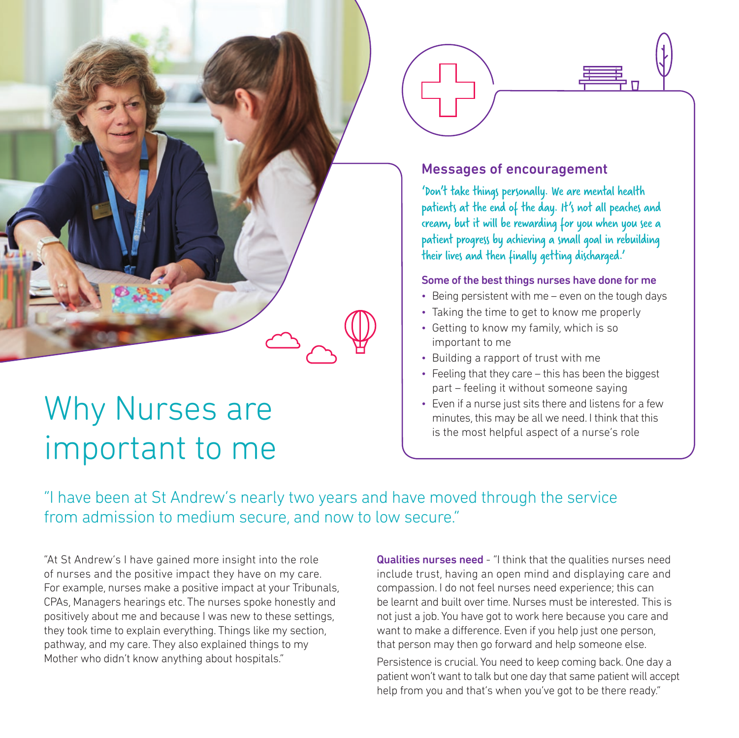# Why Nurses are important to me

## Messages of encouragement

'Don't take things personally. We are mental health patients at the end of the day. It's not all peaches and cream, but it will be rewarding for you when you see a patient progress by achieving a small goal in rebuilding their lives and then finally getting discharged.'

### Some of the best things nurses have done for me

- Being persistent with me – even on the tough days
- Taking the time to get to know me properly
- Getting to know my family, which is so important to me
- Building a rapport of trust with me
- Feeling that they care – this has been the biggest part – feeling it without someone saying
- Even if a nurse just sits there and listens for a few minutes, this may be all we need. I think that this is the most helpful aspect of a nurse's role

"I have been at St Andrew's nearly two years and have moved through the service from admission to medium secure, and now to low secure."

"At St Andrew's I have gained more insight into the role of nurses and the positive impact they have on my care. For example, nurses make a positive impact at your Tribunals, CPAs, Managers hearings etc. The nurses spoke honestly and positively about me and because I was new to these settings, they took time to explain everything. Things like my section, pathway, and my care. They also explained things to my Mother who didn't know anything about hospitals."

**Qualities nurses need** - "I think that the qualities nurses need include trust, having an open mind and displaying care and compassion. I do not feel nurses need experience; this can be learnt and built over time. Nurses must be interested. This is not just a job. You have got to work here because you care and want to make a difference. Even if you help just one person, that person may then go forward and help someone else.

Persistence is crucial. You need to keep coming back. One day a patient won't want to talk but one day that same patient will accept help from you and that's when you've got to be there ready."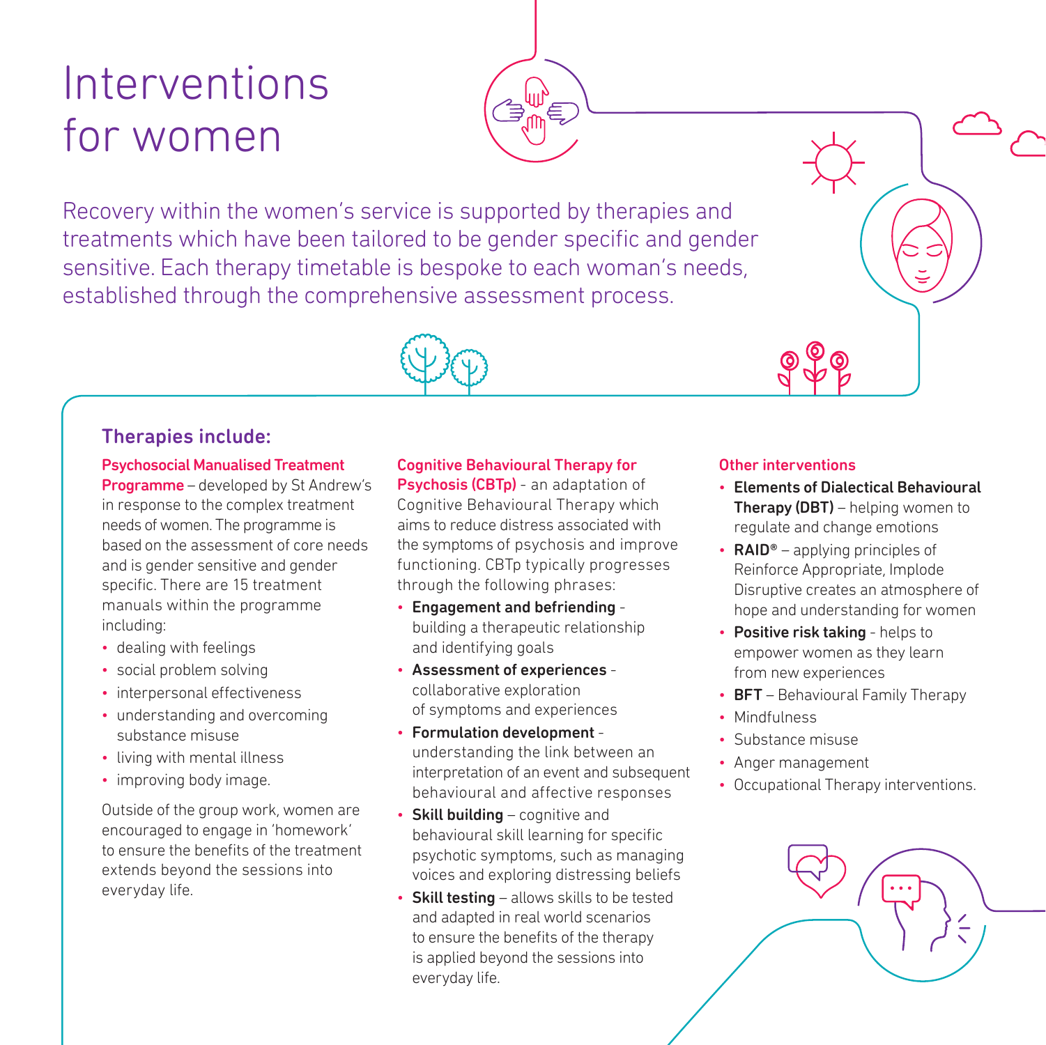# Interventions for women

Recovery within the women's service is supported by therapies and treatments which have been tailored to be gender specific and gender sensitive. Each therapy timetable is bespoke to each woman's needs, established through the comprehensive assessment process.

## Therapies include:

### Psychosocial Manualised Treatment Programme

**Psychosocial Manualised Treatment Programme** – developed by St Andrew's in response to the complex treatment needs of women. The programme is based on the assessment of core needs and is gender sensitive and gender specific. There are 15 treatment manuals within the programme including:

- dealing with feelings
- social problem solving
- interpersonal effectiveness
- understanding and overcoming substance misuse
- living with mental illness
- improving body image.

Outside of the group work, women are encouraged to engage in 'homework' to ensure the benefits of the treatment extends beyond the sessions into everyday life.

### Cognitive Behavioural Therapy for Psychosis (CBTp)

**Cognitive Behavioural Therapy for Psychosis (CBTp)** - an adaptation of Cognitive Behavioural Therapy which aims to reduce distress associated with the symptoms of psychosis and improve functioning. CBTp typically progresses through the following phrases:

- **Engagement and befriending** - building a therapeutic relationship and identifying goals
- **Assessment of experiences** - collaborative exploration of symptoms and experiences
- **Formulation development** - understanding the link between an interpretation of an event and subsequent behavioural and affective responses
- **Skill building** – cognitive and behavioural skill learning for specific psychotic symptoms, such as managing voices and exploring distressing beliefs
- **Skill testing** – allows skills to be tested and adapted in real world scenarios to ensure the benefits of the therapy is applied beyond the sessions into everyday life.

### Other interventions

- **Elements of Dialectical Behavioural Therapy (DBT)** – helping women to regulate and change emotions
- **RAID®** – applying principles of Reinforce Appropriate, Implode Disruptive creates an atmosphere of hope and understanding for women
- **Positive risk taking** - helps to empower women as they learn from new experiences
- **BFT** – Behavioural Family Therapy
- Mindfulness
- Substance misuse
- Anger management
- Occupational Therapy interventions.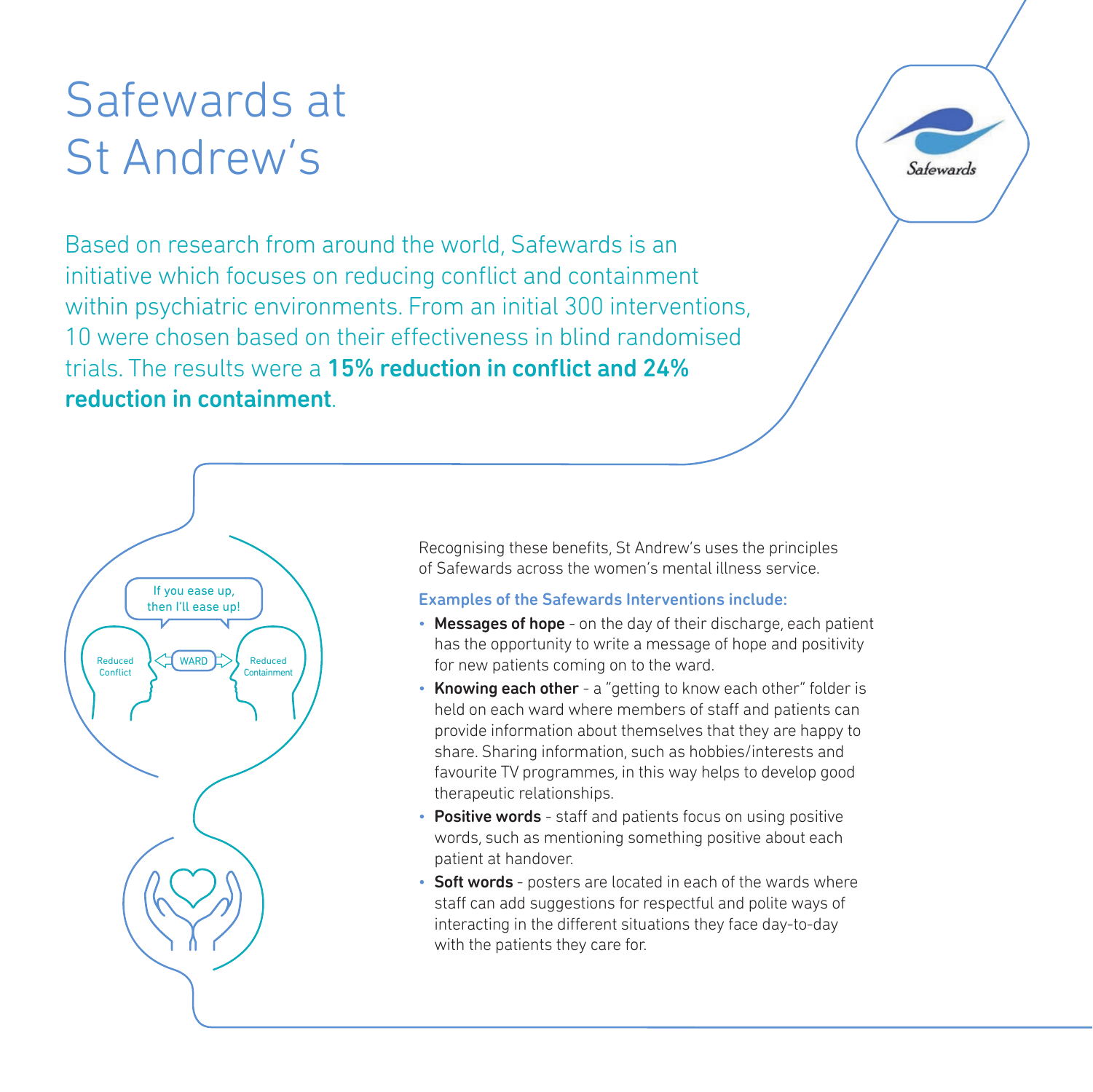# Safewards at St Andrew's

Based on research from around the world, Safewards is an initiative which focuses on reducing conflict and containment within psychiatric environments. From an initial 300 interventions, 10 were chosen based on their effectiveness in blind randomised trials. The results were a **15% reduction in conflict and 24% reduction in containment**.

If you ease up, then I'll ease up!

Reduced Conflict — WARD — Reduced Containment

Recognising these benefits, St Andrew's uses the principles of Safewards across the women's mental illness service.

**Examples of the Safewards Interventions include:**

- **Messages of hope** - on the day of their discharge, each patient has the opportunity to write a message of hope and positivity for new patients coming on to the ward.
- **Knowing each other** - a "getting to know each other" folder is held on each ward where members of staff and patients can provide information about themselves that they are happy to share. Sharing information, such as hobbies/interests and favourite TV programmes, in this way helps to develop good therapeutic relationships.
- **Positive words** - staff and patients focus on using positive words, such as mentioning something positive about each patient at handover.
- **Soft words** - posters are located in each of the wards where staff can add suggestions for respectful and polite ways of interacting in the different situations they face day-to-day with the patients they care for.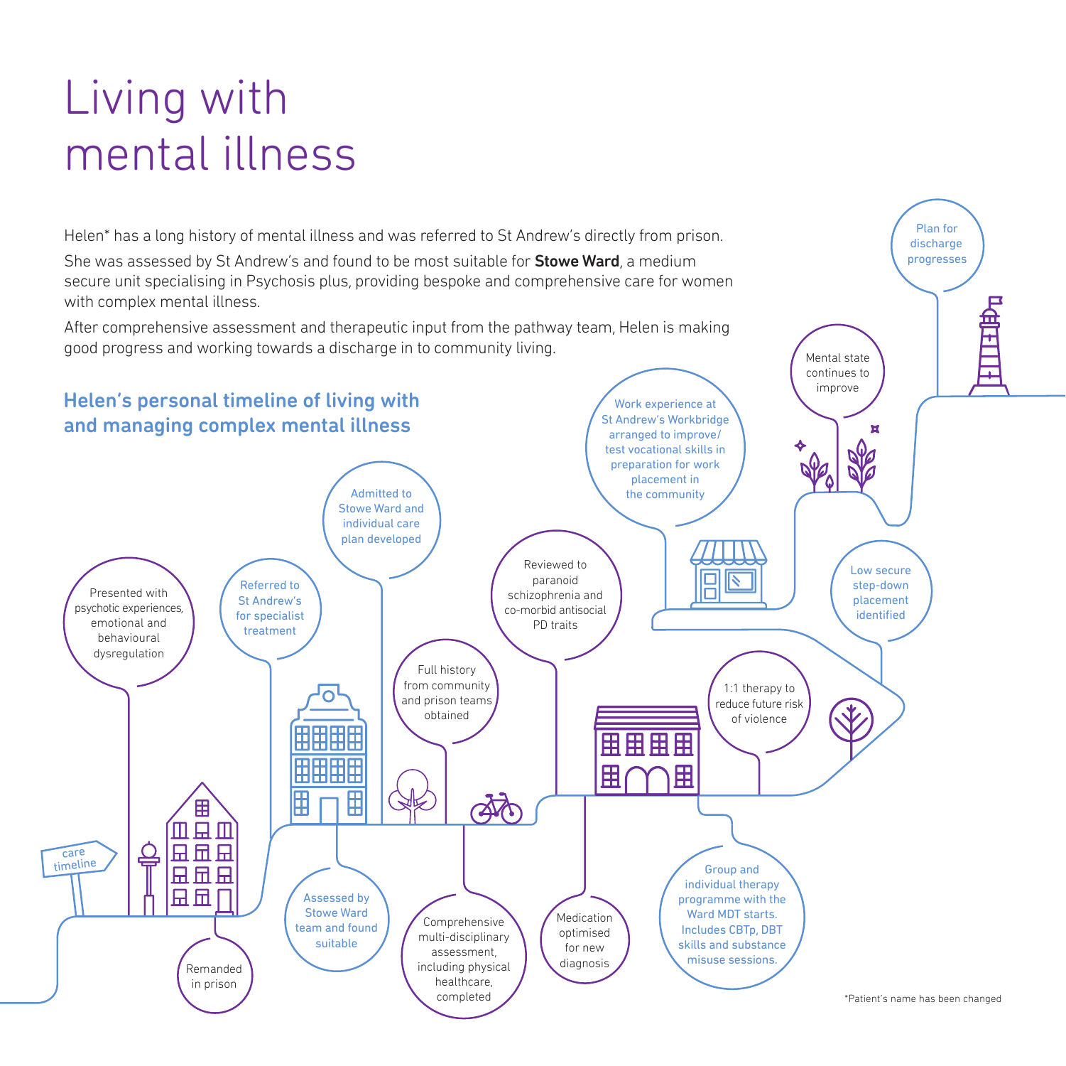# Living with mental illness

Helen* has a long history of mental illness and was referred to St Andrew's directly from prison.

She was assessed by St Andrew's and found to be most suitable for **Stowe Ward**, a medium secure unit specialising in Psychosis plus, providing bespoke and comprehensive care for women with complex mental illness.

After comprehensive assessment and therapeutic input from the pathway team, Helen is making good progress and working towards a discharge in to community living.

## Helen's personal timeline of living with and managing complex mental illness

care timeline

- Presented with psychotic experiences, emotional and behavioural dysregulation
- Remanded in prison
- Referred to St Andrew's for specialist treatment
- Assessed by Stowe Ward team and found suitable
- Admitted to Stowe Ward and individual care plan developed
- Comprehensive multi-disciplinary assessment, including physical healthcare, completed
- Full history from community and prison teams obtained
- Reviewed to paranoid schizophrenia and co-morbid antisocial PD traits
- Medication optimised for new diagnosis
- Group and individual therapy programme with the Ward MDT starts. Includes CBTp, DBT skills and substance misuse sessions.
- 1:1 therapy to reduce future risk of violence
- Low secure step-down placement identified
- Work experience at St Andrew's Workbridge arranged to improve/test vocational skills in preparation for work placement in the community
- Mental state continues to improve
- Plan for discharge progresses

*Patient's name has been changed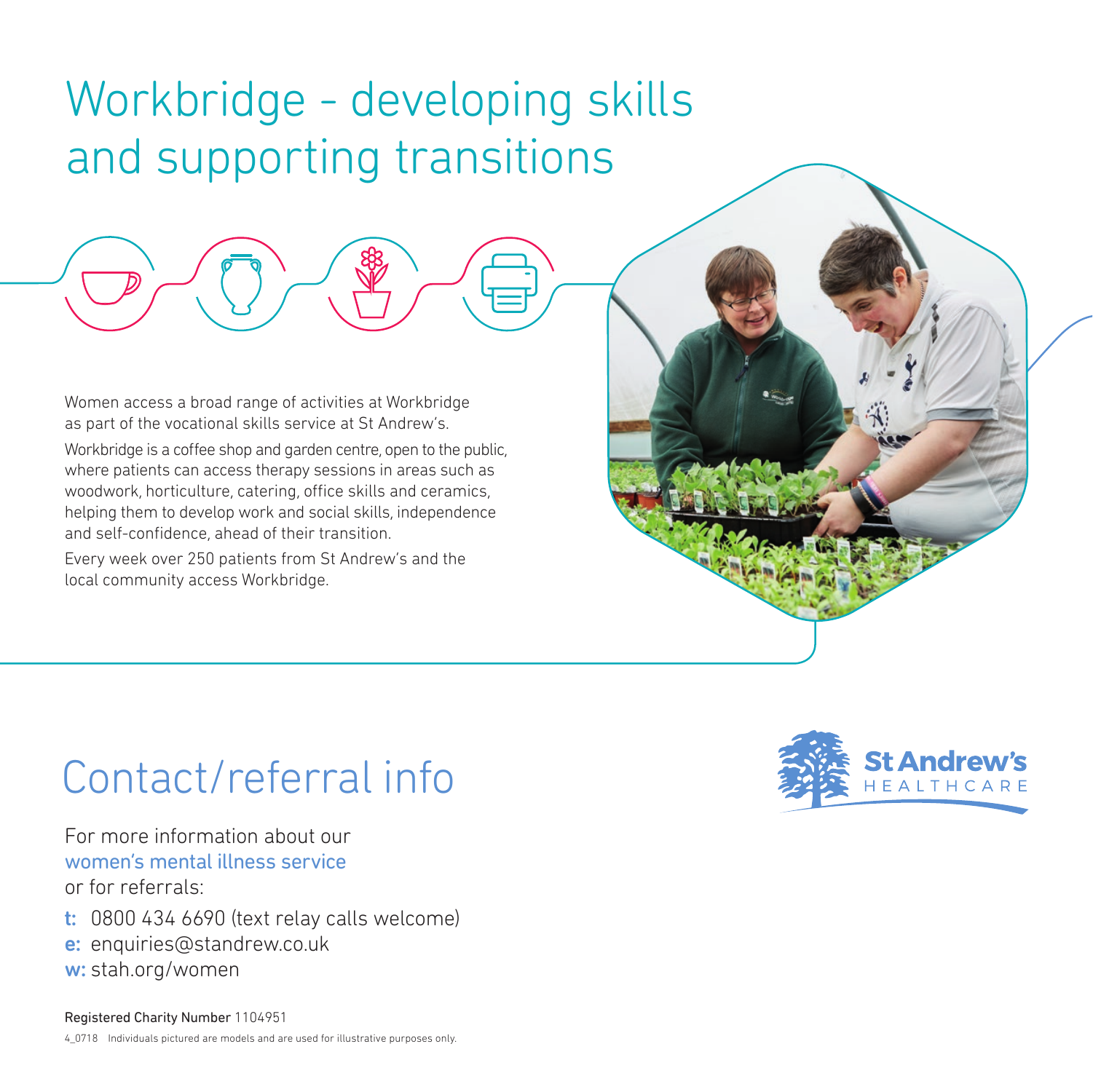# Workbridge - developing skills and supporting transitions

Women access a broad range of activities at Workbridge as part of the vocational skills service at St Andrew's.

Workbridge is a coffee shop and garden centre, open to the public, where patients can access therapy sessions in areas such as woodwork, horticulture, catering, office skills and ceramics, helping them to develop work and social skills, independence and self-confidence, ahead of their transition.

Every week over 250 patients from St Andrew's and the local community access Workbridge.

# Contact/referral info

For more information about our women's mental illness service or for referrals:

**t:** 0800 434 6690 (text relay calls welcome)
**e:** enquiries@standrew.co.uk
**w:** stah.org/women

St Andrew's HEALTHCARE

Registered Charity Number 1104951

4_0718 Individuals pictured are models and are used for illustrative purposes only.